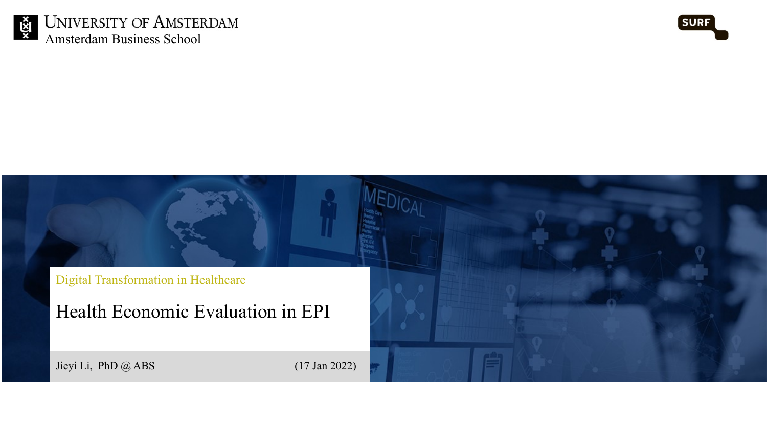University of Amsterdam
Amsterdam Business School

SURF

Digital Transformation in Healthcare

# Health Economic Evaluation in EPI

Jieyi Li, PhD @ ABS (17 Jan 2022)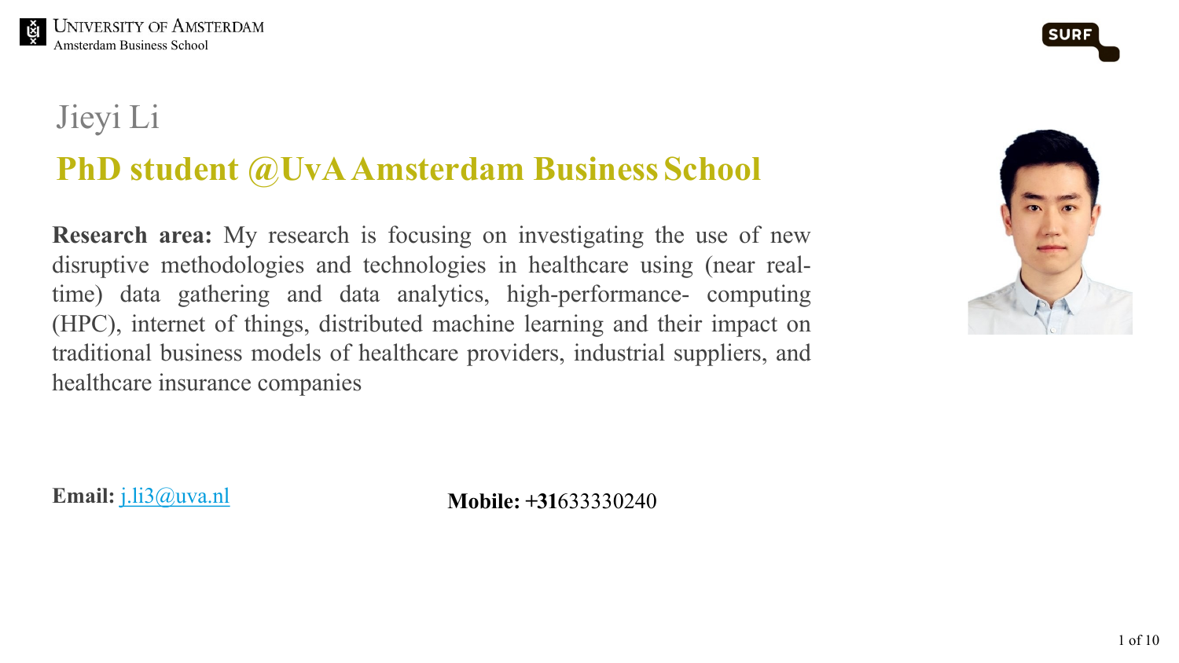# Jieyi Li

## PhD student @UvA Amsterdam Business School

**Research area:** My research is focusing on investigating the use of new disruptive methodologies and technologies in healthcare using (near real-time) data gathering and data analytics, high-performance- computing (HPC), internet of things, distributed machine learning and their impact on traditional business models of healthcare providers, industrial suppliers, and healthcare insurance companies

**Email:** j.li3@uva.nl

**Mobile: +31**633330240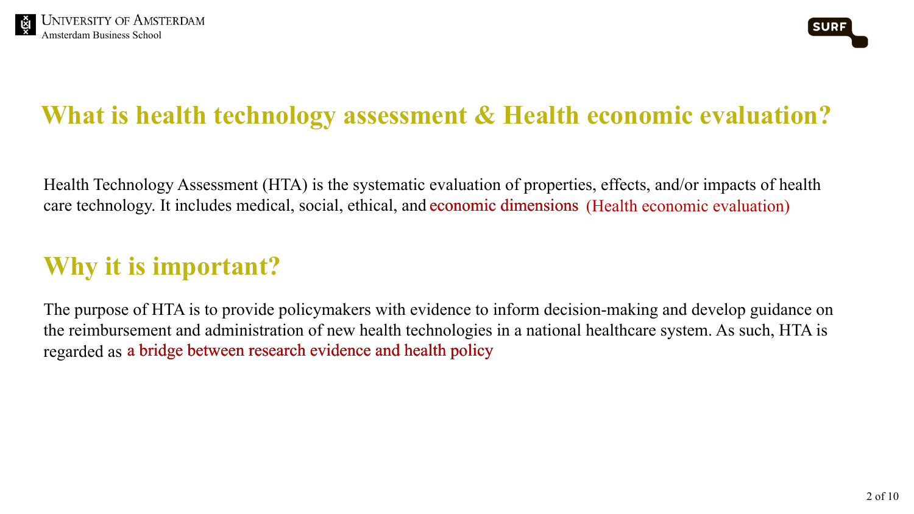## What is health technology assessment & Health economic evaluation?

Health Technology Assessment (HTA) is the systematic evaluation of properties, effects, and/or impacts of health care technology. It includes medical, social, ethical, and economic dimensions (Health economic evaluation)

## Why it is important?

The purpose of HTA is to provide policymakers with evidence to inform decision-making and develop guidance on the reimbursement and administration of new health technologies in a national healthcare system. As such, HTA is regarded as a bridge between research evidence and health policy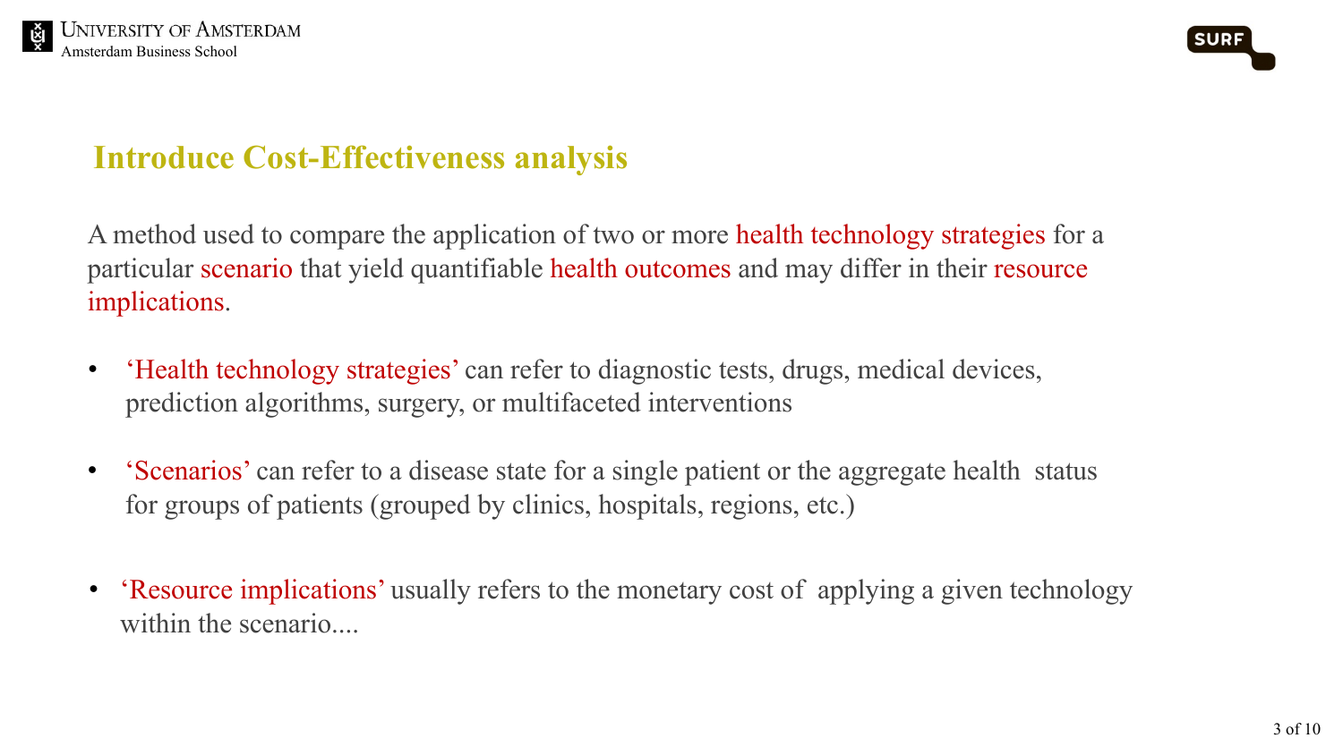## Introduce Cost-Effectiveness analysis

A method used to compare the application of two or more health technology strategies for a particular scenario that yield quantifiable health outcomes and may differ in their resource implications.

- 'Health technology strategies' can refer to diagnostic tests, drugs, medical devices, prediction algorithms, surgery, or multifaceted interventions
- 'Scenarios' can refer to a disease state for a single patient or the aggregate health status for groups of patients (grouped by clinics, hospitals, regions, etc.)
- 'Resource implications' usually refers to the monetary cost of applying a given technology within the scenario....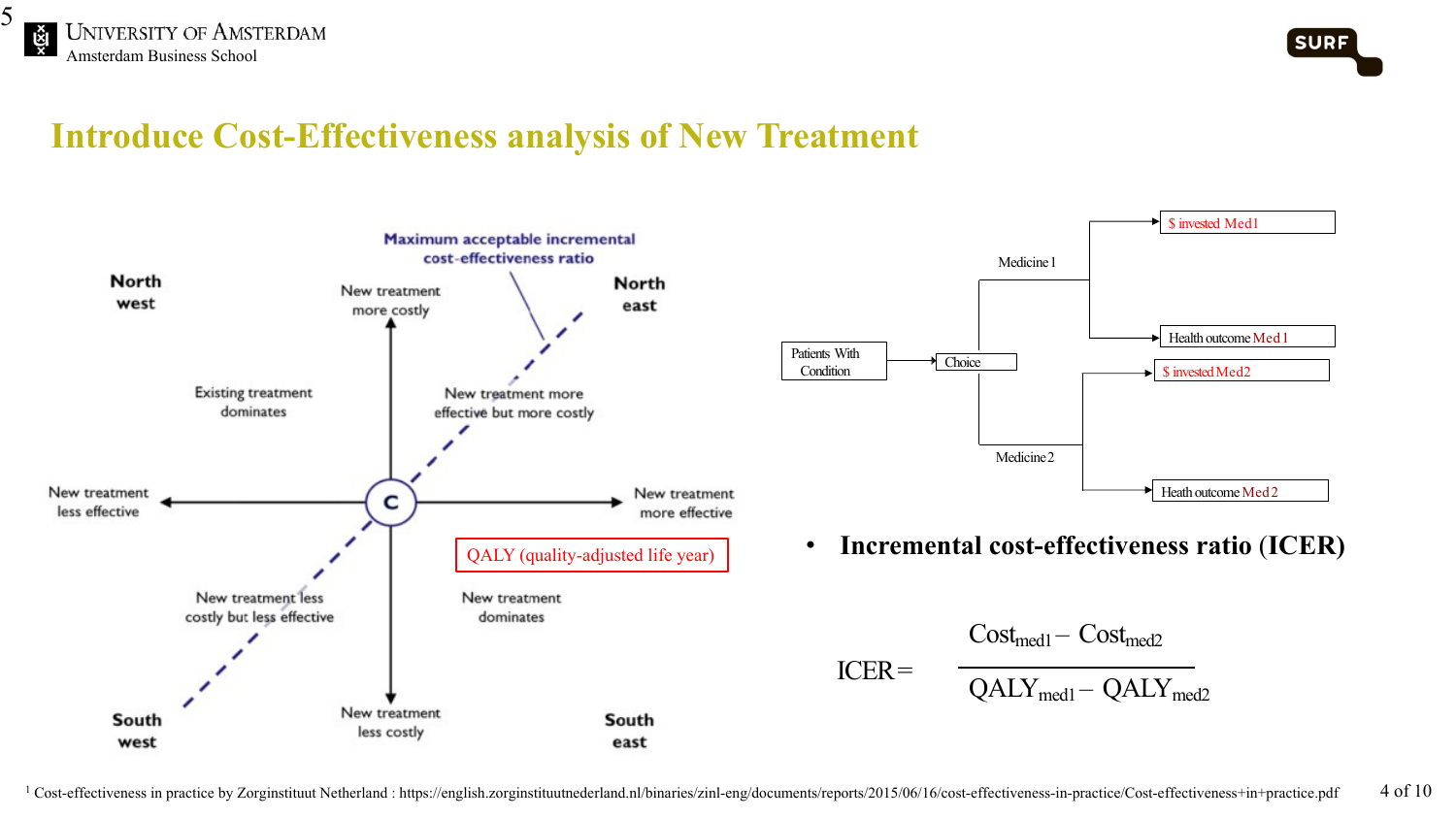# Introduce Cost-Effectiveness analysis of New Treatment

Maximum acceptable incremental cost-effectiveness ratio

North west

North east

New treatment more costly

Existing treatment dominates

New treatment more effective but more costly

New treatment less effective

C

New treatment more effective

QALY (quality-adjusted life year)

New treatment less costly but less effective

New treatment dominates

South west

New treatment less costly

South east

Patients With Condition → Choice

- Medicine 1
  - $ invested Med1
  - Health outcome Med1
- Medicine 2
  - $ invested Med2
  - Heath outcome Med2

- **Incremental cost-effectiveness ratio (ICER)**

$$ICER = \frac{Cost_{med1} - Cost_{med2}}{QALY_{med1} - QALY_{med2}}$$

[1] Cost-effectiveness in practice by Zorginstituut Netherland : https://english.zorginstituutnederland.nl/binaries/zinl-eng/documents/reports/2015/06/16/cost-effectiveness-in-practice/Cost-effectiveness+in+practice.pdf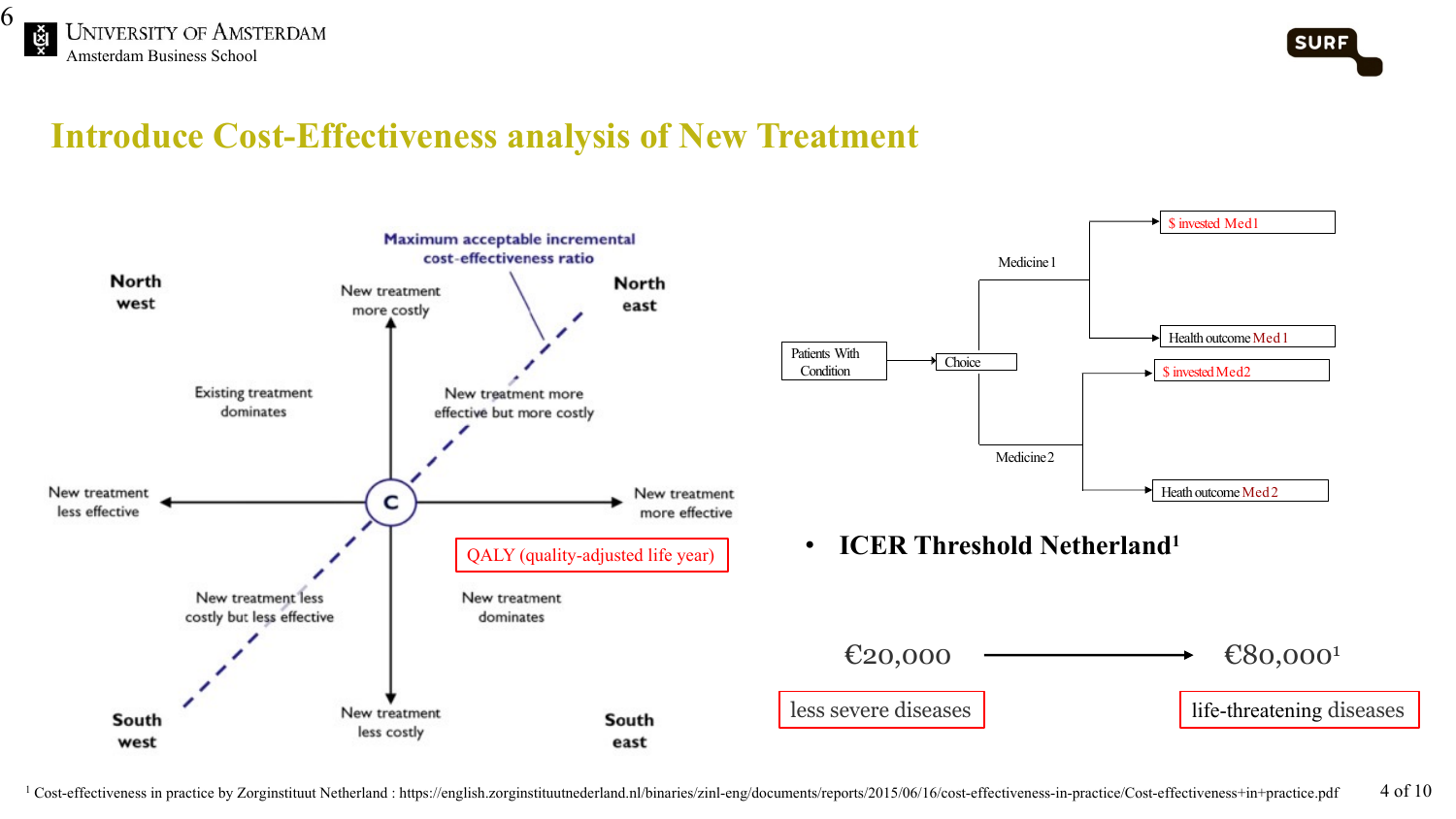# Introduce Cost-Effectiveness analysis of New Treatment

**Maximum acceptable incremental cost-effectiveness ratio**

| | | |
|---|---|---|
| **North west** | New treatment more costly | **North east** |
| Existing treatment dominates | | New treatment more effective but more costly |
| New treatment less effective | C | New treatment more effective |
| New treatment less costly but less effective | | New treatment dominates |
| **South west** | New treatment less costly | **South east** |

QALY (quality-adjusted life year)

Patients With Condition → Choice

- Medicine 1 → $ invested Med1; Health outcome Med1
- Medicine 2 → $ invested Med2; Heath outcome Med2

- **ICER Threshold Netherland[1]**

€20,000 → €80,000[1]

less severe diseases → life-threatening diseases

[1] Cost-effectiveness in practice by Zorginstituut Netherland : https://english.zorginstituutnederland.nl/binaries/zinl-eng/documents/reports/2015/06/16/cost-effectiveness-in-practice/Cost-effectiveness+in+practice.pdf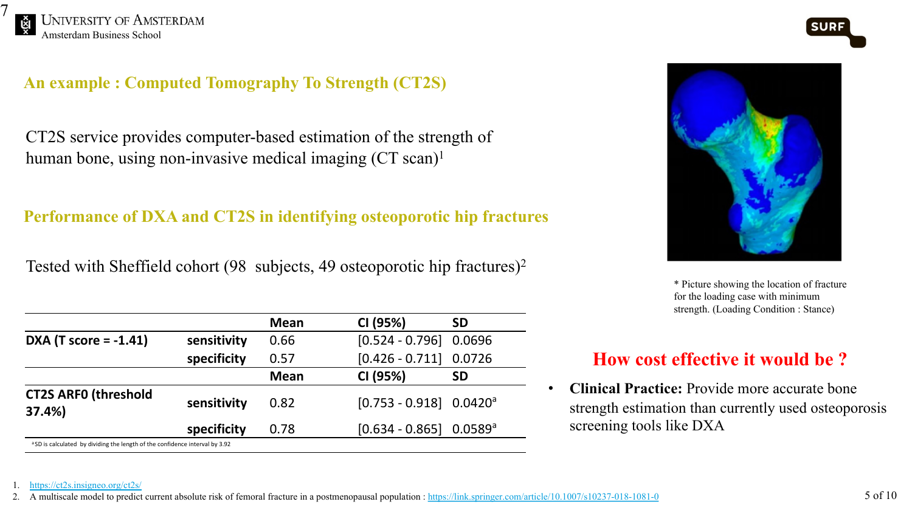## An example : Computed Tomography To Strength (CT2S)

CT2S service provides computer-based estimation of the strength of human bone, using non-invasive medical imaging (CT scan)[1]

## Performance of DXA and CT2S in identifying osteoporotic hip fractures

Tested with Sheffield cohort (98 subjects, 49 osteoporotic hip fractures)[2]

| | | Mean | CI (95%) | SD |
|---|---|---|---|---|
| **DXA (T score = -1.41)** | **sensitivity** | 0.66 | [0.524 - 0.796] | 0.0696 |
| | **specificity** | 0.57 | [0.426 - 0.711] | 0.0726 |
| | | **Mean** | **CI (95%)** | **SD** |
| **CT2S ARF0 (threshold 37.4%)** | **sensitivity** | 0.82 | [0.753 - 0.918] | 0.0420[a] |
| | **specificity** | 0.78 | [0.634 - 0.865] | 0.0589[a] |

[a] SD is calculated by dividing the length of the confidence interval by 3.92

* Picture showing the location of fracture for the loading case with minimum strength. (Loading Condition : Stance)

## How cost effective it would be ?

- **Clinical Practice:** Provide more accurate bone strength estimation than currently used osteoporosis screening tools like DXA

1. https://ct2s.insigneo.org/ct2s/
2. A multiscale model to predict current absolute risk of femoral fracture in a postmenopausal population : https://link.springer.com/article/10.1007/s10237-018-1081-0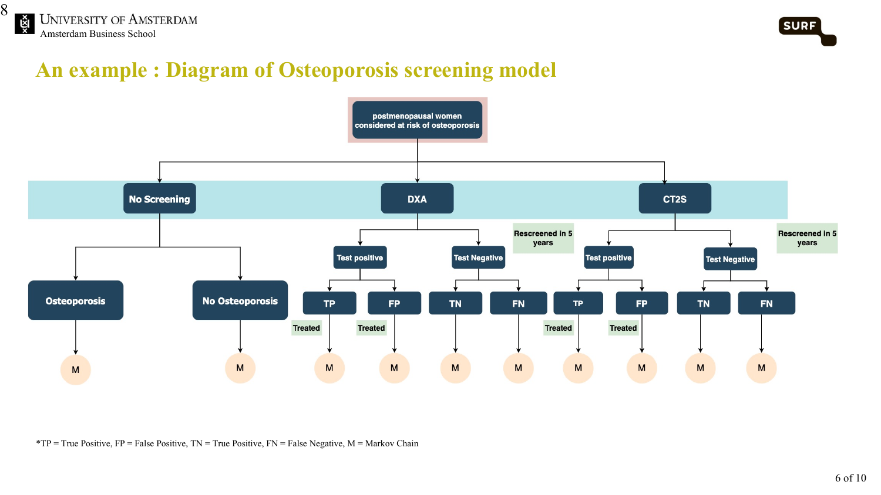# An example : Diagram of Osteoporosis screening model

postmenopausal women considered at risk of osteoporosis

- **No Screening**
  - Osteoporosis → M
  - No Osteoporosis → M
- **DXA** (Rescreened in 5 years)
  - Test positive
    - TP → Treated → M
    - FP → Treated → M
  - Test Negative
    - TN → M
    - FN → M
- **CT2S** (Rescreened in 5 years)
  - Test positive
    - TP → Treated → M
    - FP → Treated → M
  - Test Negative
    - TN → M
    - FN → M

*TP = True Positive, FP = False Positive, TN = True Positive, FN = False Negative, M = Markov Chain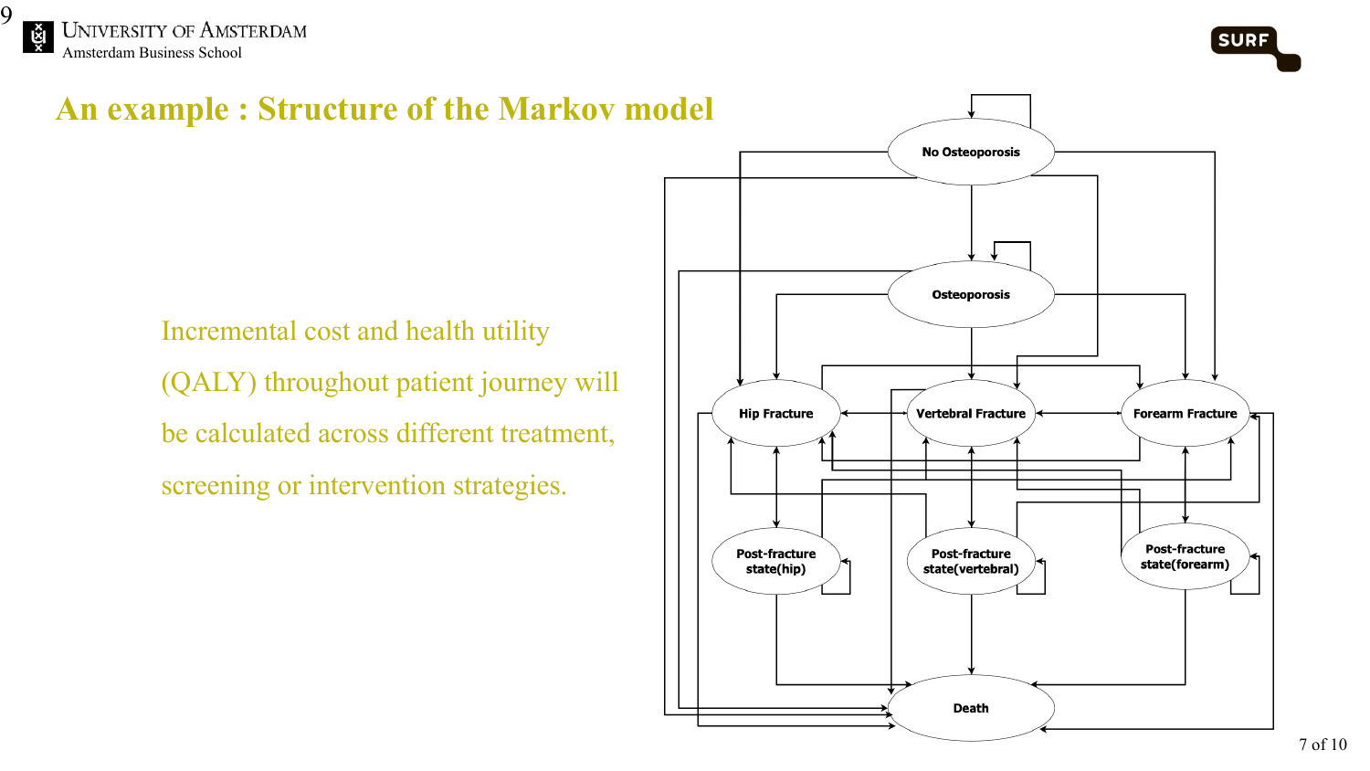# An example : Structure of the Markov model

Incremental cost and health utility (QALY) throughout patient journey will be calculated across different treatment, screening or intervention strategies.

No Osteoporosis

Osteoporosis

Hip Fracture

Vertebral Fracture

Forearm Fracture

Post-fracture state(hip)

Post-fracture state(vertebral)

Post-fracture state(forearm)

Death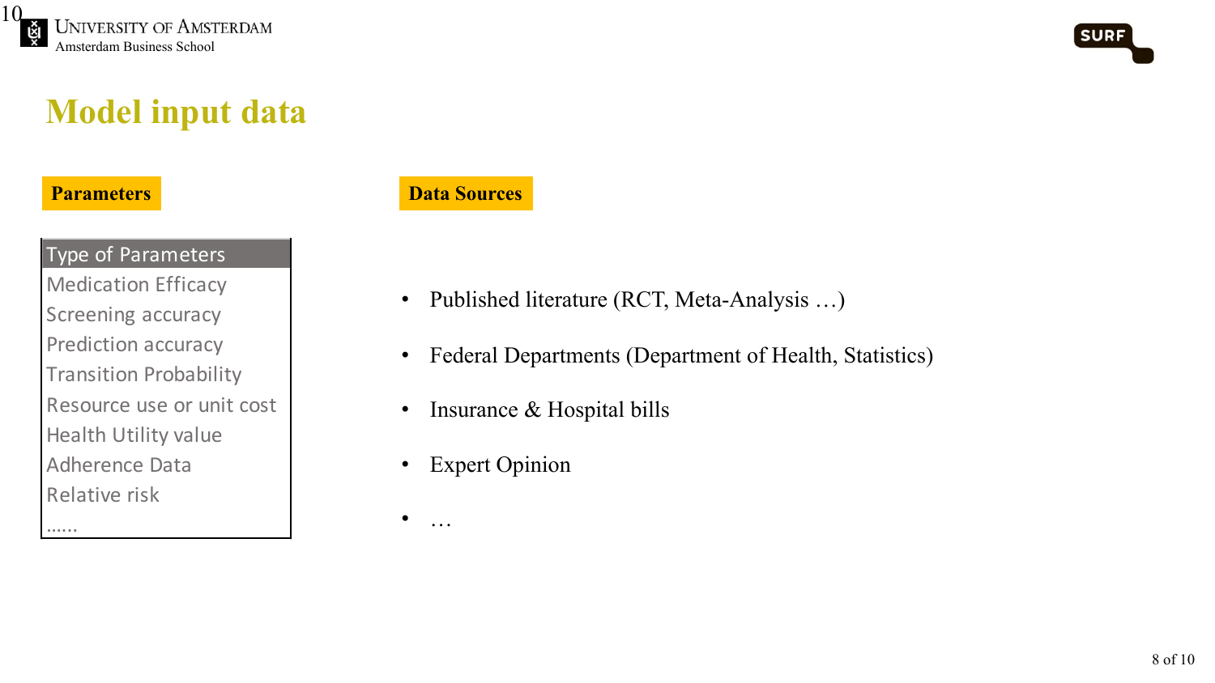# Model input data

**Parameters**

| Type of Parameters |
| --- |
| Medication Efficacy |
| Screening accuracy |
| Prediction accuracy |
| Transition Probability |
| Resource use or unit cost |
| Health Utility value |
| Adherence Data |
| Relative risk |
| …… |

**Data Sources**

- Published literature (RCT, Meta-Analysis …)
- Federal Departments (Department of Health, Statistics)
- Insurance & Hospital bills
- Expert Opinion
- …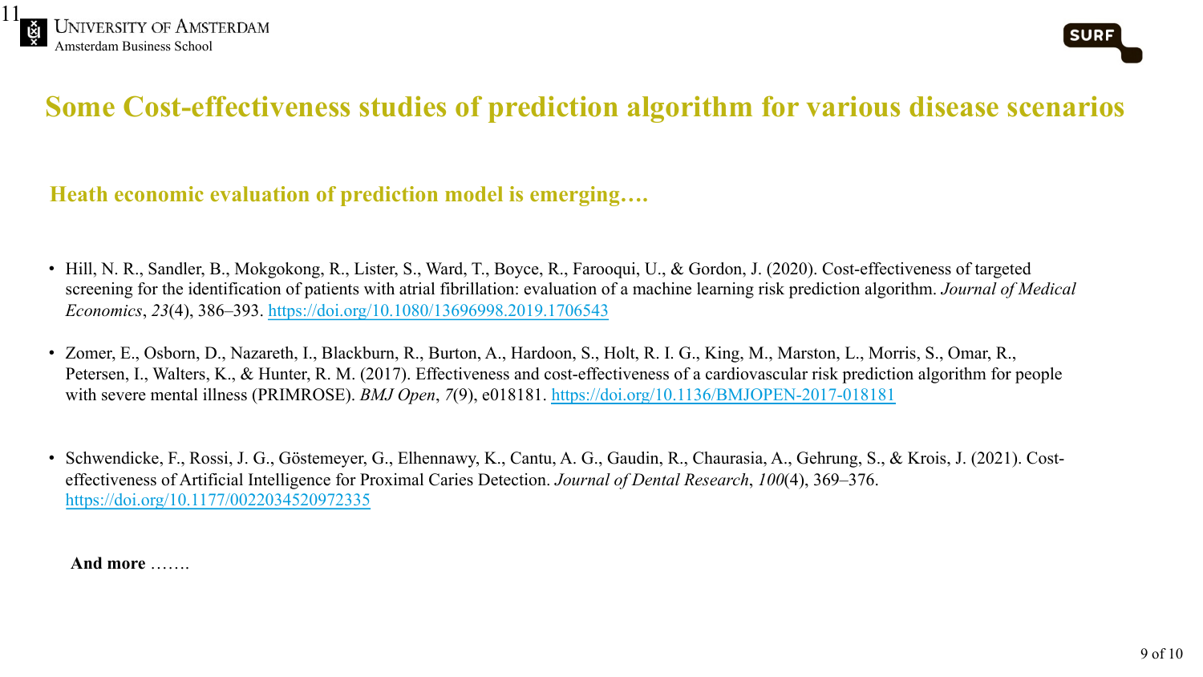# Some Cost-effectiveness studies of prediction algorithm for various disease scenarios

## Heath economic evaluation of prediction model is emerging….

- Hill, N. R., Sandler, B., Mokgokong, R., Lister, S., Ward, T., Boyce, R., Farooqui, U., & Gordon, J. (2020). Cost-effectiveness of targeted screening for the identification of patients with atrial fibrillation: evaluation of a machine learning risk prediction algorithm. *Journal of Medical Economics*, *23*(4), 386–393. https://doi.org/10.1080/13696998.2019.1706543

- Zomer, E., Osborn, D., Nazareth, I., Blackburn, R., Burton, A., Hardoon, S., Holt, R. I. G., King, M., Marston, L., Morris, S., Omar, R., Petersen, I., Walters, K., & Hunter, R. M. (2017). Effectiveness and cost-effectiveness of a cardiovascular risk prediction algorithm for people with severe mental illness (PRIMROSE). *BMJ Open*, *7*(9), e018181. https://doi.org/10.1136/BMJOPEN-2017-018181

- Schwendicke, F., Rossi, J. G., Göstemeyer, G., Elhennawy, K., Cantu, A. G., Gaudin, R., Chaurasia, A., Gehrung, S., & Krois, J. (2021). Cost-effectiveness of Artificial Intelligence for Proximal Caries Detection. *Journal of Dental Research*, *100*(4), 369–376. https://doi.org/10.1177/0022034520972335

**And more** …….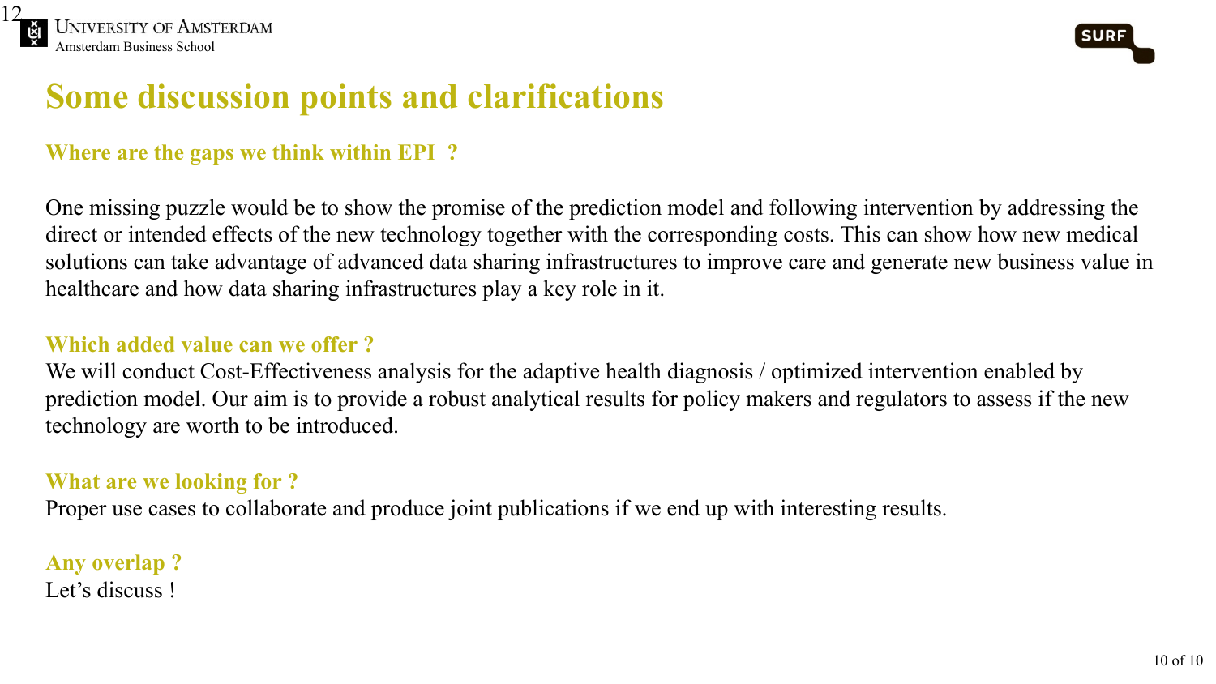# Some discussion points and clarifications

### Where are the gaps we think within EPI ?

One missing puzzle would be to show the promise of the prediction model and following intervention by addressing the direct or intended effects of the new technology together with the corresponding costs. This can show how new medical solutions can take advantage of advanced data sharing infrastructures to improve care and generate new business value in healthcare and how data sharing infrastructures play a key role in it.

### Which added value can we offer ?

We will conduct Cost-Effectiveness analysis for the adaptive health diagnosis / optimized intervention enabled by prediction model. Our aim is to provide a robust analytical results for policy makers and regulators to assess if the new technology are worth to be introduced.

### What are we looking for ?

Proper use cases to collaborate and produce joint publications if we end up with interesting results.

### Any overlap ?

Let's discuss !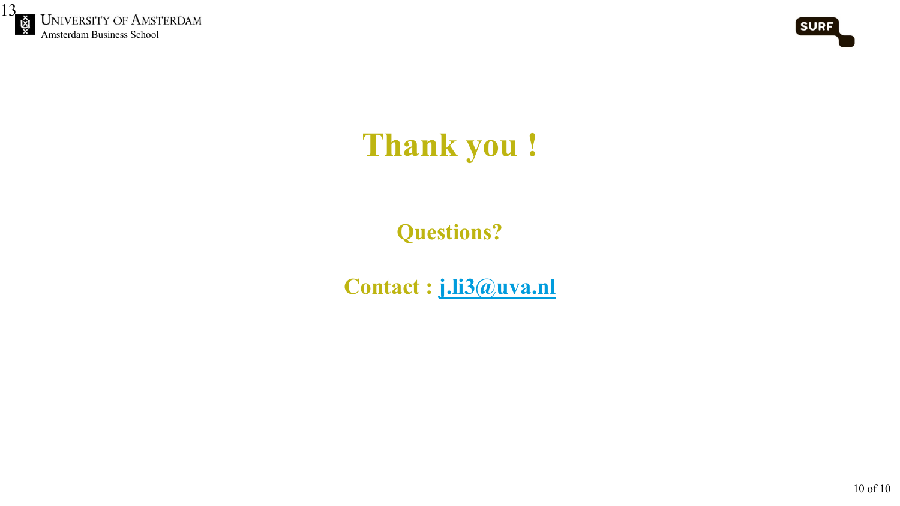# Thank you !

**Questions?**

**Contact : j.li3@uva.nl**